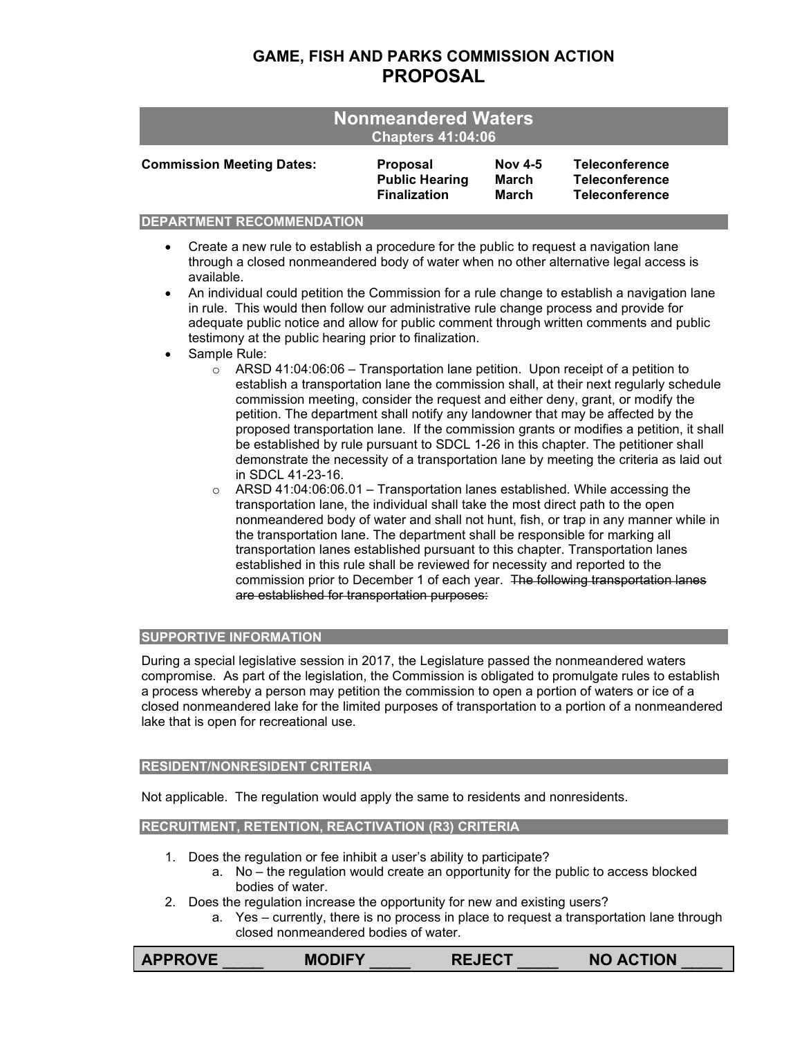# GAME, FISH AND PARKS COMMISSION ACTION
# PROPOSAL

## Nonmeandered Waters
### Chapters 41:04:06

| Commission Meeting Dates: | Proposal | Nov 4-5 | Teleconference |
|---|---|---|---|
| | Public Hearing | March | Teleconference |
| | Finalization | March | Teleconference |

### DEPARTMENT RECOMMENDATION

- Create a new rule to establish a procedure for the public to request a navigation lane through a closed nonmeandered body of water when no other alternative legal access is available.
- An individual could petition the Commission for a rule change to establish a navigation lane in rule. This would then follow our administrative rule change process and provide for adequate public notice and allow for public comment through written comments and public testimony at the public hearing prior to finalization.
- Sample Rule:
    - ARSD 41:04:06:06 – Transportation lane petition. Upon receipt of a petition to establish a transportation lane the commission shall, at their next regularly schedule commission meeting, consider the request and either deny, grant, or modify the petition. The department shall notify any landowner that may be affected by the proposed transportation lane. If the commission grants or modifies a petition, it shall be established by rule pursuant to SDCL 1-26 in this chapter. The petitioner shall demonstrate the necessity of a transportation lane by meeting the criteria as laid out in SDCL 41-23-16.
    - ARSD 41:04:06:06.01 – Transportation lanes established. While accessing the transportation lane, the individual shall take the most direct path to the open nonmeandered body of water and shall not hunt, fish, or trap in any manner while in the transportation lane. The department shall be responsible for marking all transportation lanes established pursuant to this chapter. Transportation lanes established in this rule shall be reviewed for necessity and reported to the commission prior to December 1 of each year. ~~The following transportation lanes are established for transportation purposes:~~

### SUPPORTIVE INFORMATION

During a special legislative session in 2017, the Legislature passed the nonmeandered waters compromise. As part of the legislation, the Commission is obligated to promulgate rules to establish a process whereby a person may petition the commission to open a portion of waters or ice of a closed nonmeandered lake for the limited purposes of transportation to a portion of a nonmeandered lake that is open for recreational use.

### RESIDENT/NONRESIDENT CRITERIA

Not applicable. The regulation would apply the same to residents and nonresidents.

### RECRUITMENT, RETENTION, REACTIVATION (R3) CRITERIA

1. Does the regulation or fee inhibit a user's ability to participate?
    a. No – the regulation would create an opportunity for the public to access blocked bodies of water.
2. Does the regulation increase the opportunity for new and existing users?
    a. Yes – currently, there is no process in place to request a transportation lane through closed nonmeandered bodies of water.

**APPROVE \_\_\_\_\_ MODIFY \_\_\_\_\_ REJECT \_\_\_\_\_ NO ACTION \_\_\_\_\_**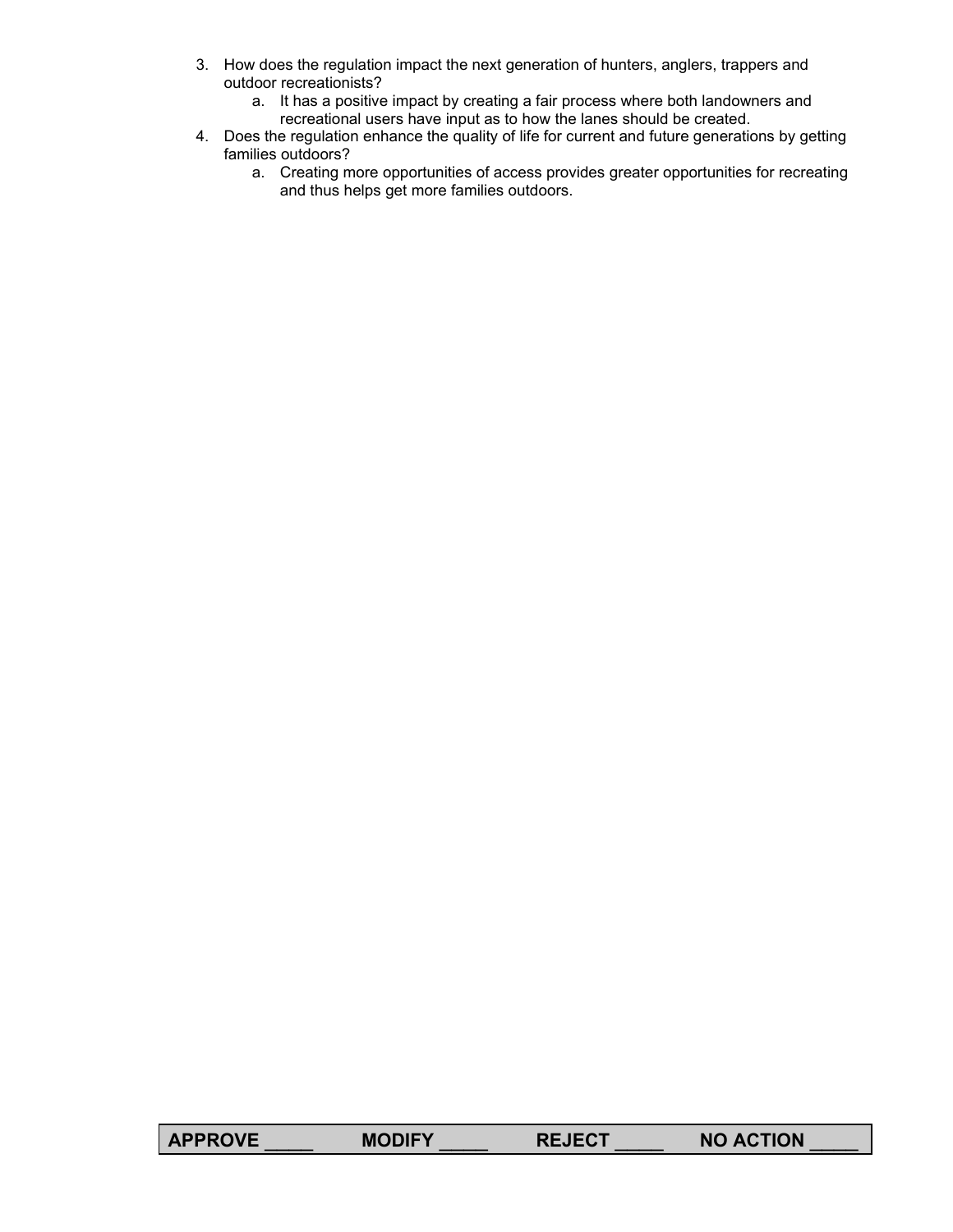3. How does the regulation impact the next generation of hunters, anglers, trappers and outdoor recreationists?
    a. It has a positive impact by creating a fair process where both landowners and recreational users have input as to how the lanes should be created.
4. Does the regulation enhance the quality of life for current and future generations by getting families outdoors?
    a. Creating more opportunities of access provides greater opportunities for recreating and thus helps get more families outdoors.

| | | | |
|---|---|---|---|
| **APPROVE _____** | **MODIFY _____** | **REJECT _____** | **NO ACTION _____** |